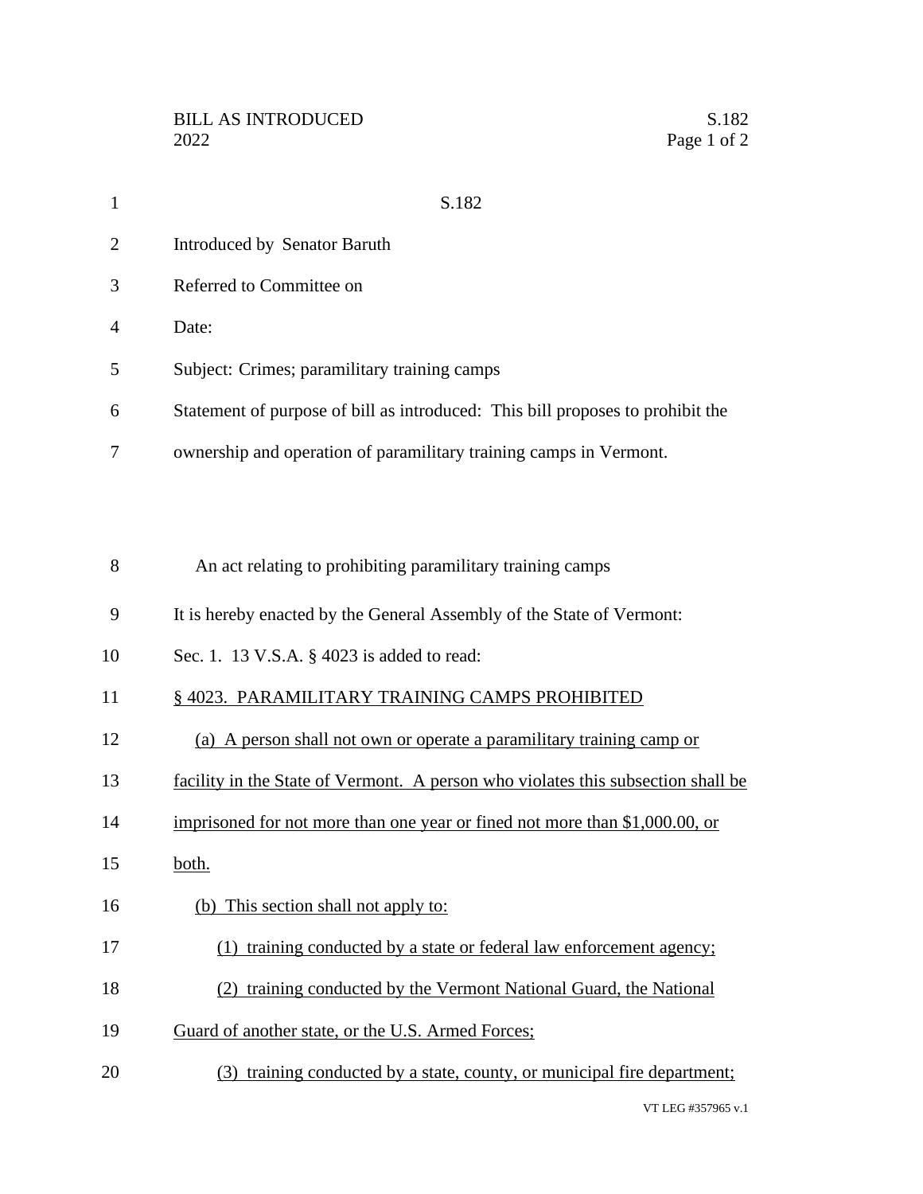S.182

Introduced by Senator Baruth

Referred to Committee on

Date:

Subject: Crimes; paramilitary training camps

Statement of purpose of bill as introduced: This bill proposes to prohibit the ownership and operation of paramilitary training camps in Vermont.

An act relating to prohibiting paramilitary training camps

It is hereby enacted by the General Assembly of the State of Vermont:

Sec. 1. 13 V.S.A. § 4023 is added to read:

§ 4023. PARAMILITARY TRAINING CAMPS PROHIBITED

(a) A person shall not own or operate a paramilitary training camp or facility in the State of Vermont. A person who violates this subsection shall be imprisoned for not more than one year or fined not more than $1,000.00, or both.

(b) This section shall not apply to:

(1) training conducted by a state or federal law enforcement agency;

(2) training conducted by the Vermont National Guard, the National Guard of another state, or the U.S. Armed Forces;

(3) training conducted by a state, county, or municipal fire department;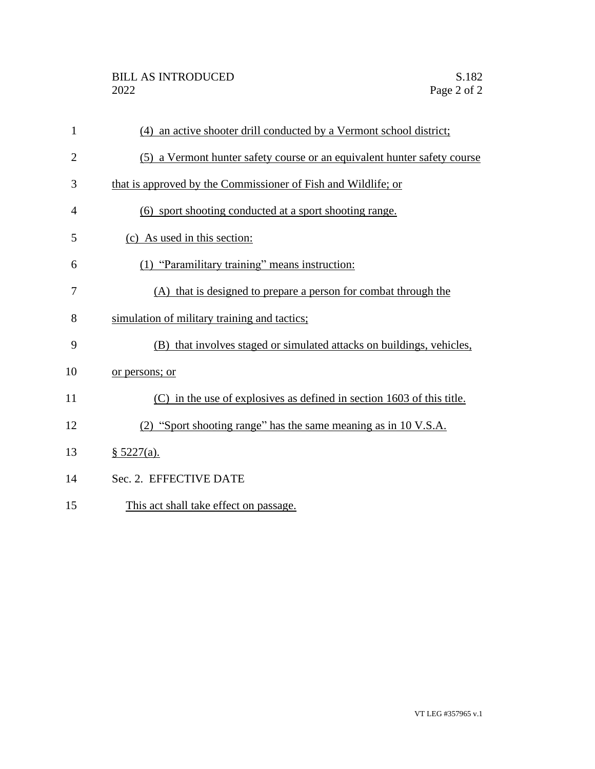(4) an active shooter drill conducted by a Vermont school district;

(5) a Vermont hunter safety course or an equivalent hunter safety course that is approved by the Commissioner of Fish and Wildlife; or

(6) sport shooting conducted at a sport shooting range.

(c) As used in this section:

(1) "Paramilitary training" means instruction:

(A) that is designed to prepare a person for combat through the simulation of military training and tactics;

(B) that involves staged or simulated attacks on buildings, vehicles, or persons; or

(C) in the use of explosives as defined in section 1603 of this title.

(2) "Sport shooting range" has the same meaning as in 10 V.S.A. § 5227(a).

Sec. 2. EFFECTIVE DATE

This act shall take effect on passage.